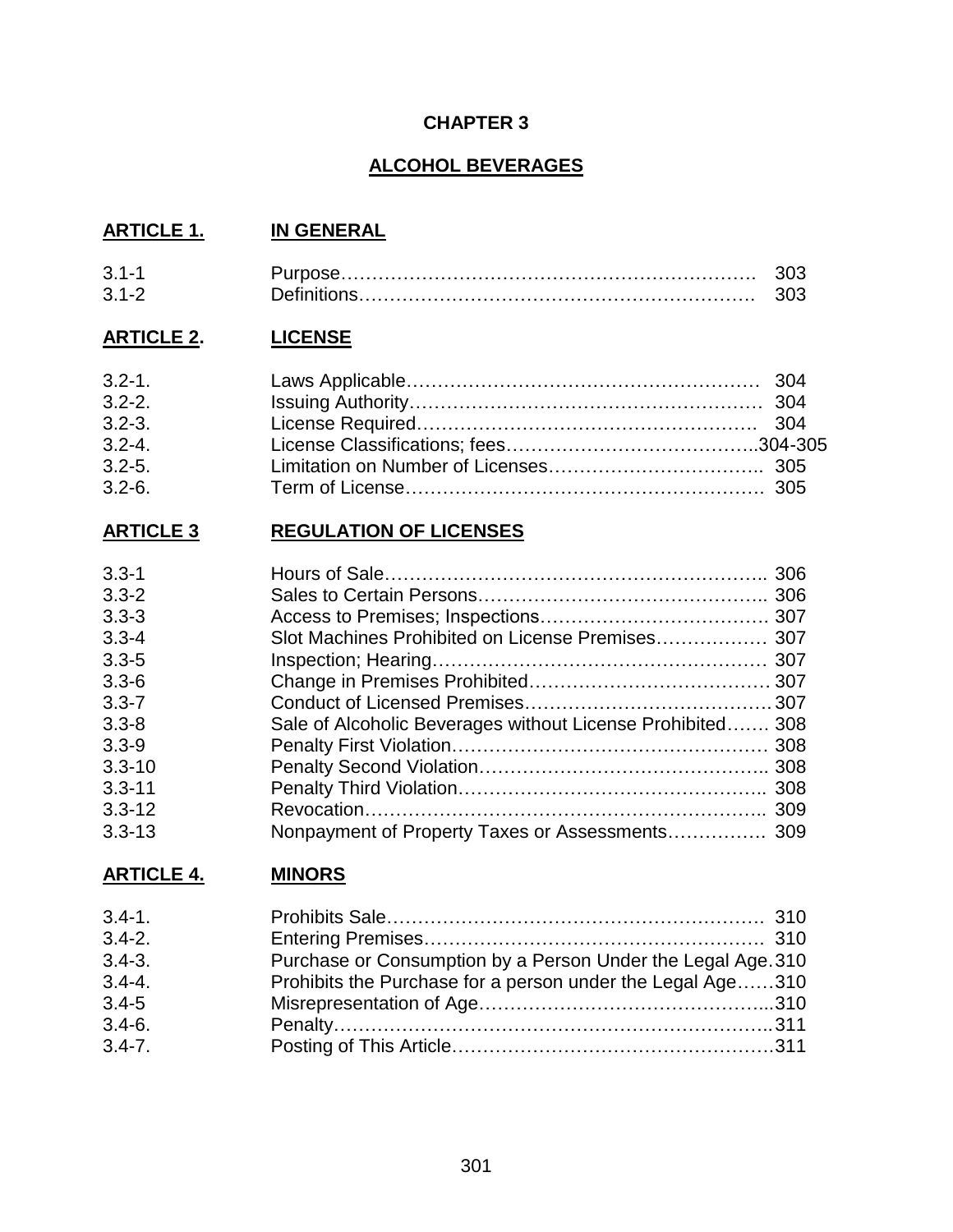# CHAPTER 3

## ALCOHOL BEVERAGES

### ARTICLE 1. IN GENERAL

| | | |
|---|---|---|
| 3.1-1 | Purpose | 303 |
| 3.1-2 | Definitions | 303 |

### ARTICLE 2. LICENSE

| | | |
|---|---|---|
| 3.2-1. | Laws Applicable | 304 |
| 3.2-2. | Issuing Authority | 304 |
| 3.2-3. | License Required | 304 |
| 3.2-4. | License Classifications; fees | 304-305 |
| 3.2-5. | Limitation on Number of Licenses | 305 |
| 3.2-6. | Term of License | 305 |

### ARTICLE 3 REGULATION OF LICENSES

| | | |
|---|---|---|
| 3.3-1 | Hours of Sale | 306 |
| 3.3-2 | Sales to Certain Persons | 306 |
| 3.3-3 | Access to Premises; Inspections | 307 |
| 3.3-4 | Slot Machines Prohibited on License Premises | 307 |
| 3.3-5 | Inspection; Hearing | 307 |
| 3.3-6 | Change in Premises Prohibited | 307 |
| 3.3-7 | Conduct of Licensed Premises | 307 |
| 3.3-8 | Sale of Alcoholic Beverages without License Prohibited | 308 |
| 3.3-9 | Penalty First Violation | 308 |
| 3.3-10 | Penalty Second Violation | 308 |
| 3.3-11 | Penalty Third Violation | 308 |
| 3.3-12 | Revocation | 309 |
| 3.3-13 | Nonpayment of Property Taxes or Assessments | 309 |

### ARTICLE 4. MINORS

| | | |
|---|---|---|
| 3.4-1. | Prohibits Sale | 310 |
| 3.4-2. | Entering Premises | 310 |
| 3.4-3. | Purchase or Consumption by a Person Under the Legal Age | 310 |
| 3.4-4. | Prohibits the Purchase for a person under the Legal Age | 310 |
| 3.4-5 | Misrepresentation of Age | 310 |
| 3.4-6. | Penalty | 311 |
| 3.4-7. | Posting of This Article | 311 |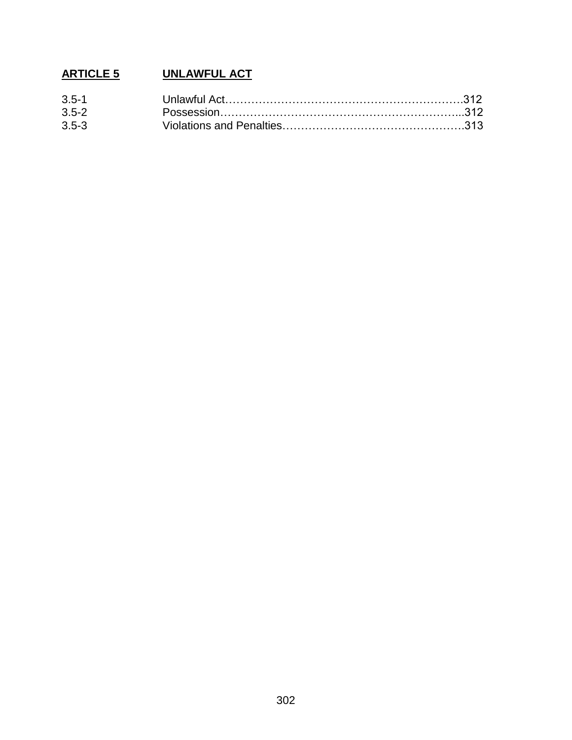## ARTICLE 5 UNLAWFUL ACT

| | | |
|---|---|---|
| 3.5-1 | Unlawful Act | 312 |
| 3.5-2 | Possession | 312 |
| 3.5-3 | Violations and Penalties | 313 |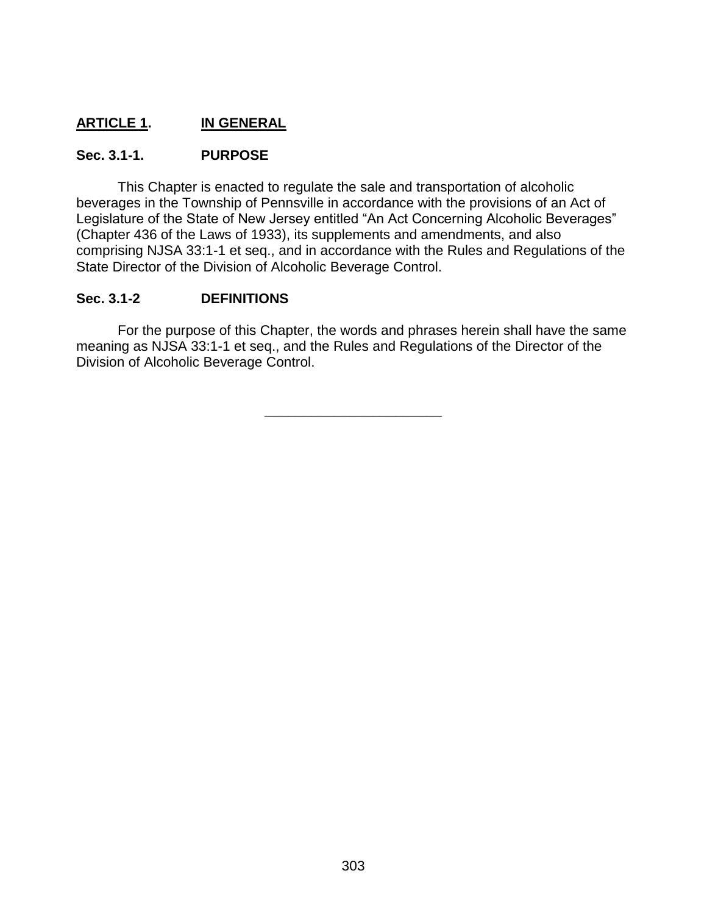## ARTICLE 1. IN GENERAL

### Sec. 3.1-1. PURPOSE

This Chapter is enacted to regulate the sale and transportation of alcoholic beverages in the Township of Pennsville in accordance with the provisions of an Act of Legislature of the State of New Jersey entitled "An Act Concerning Alcoholic Beverages" (Chapter 436 of the Laws of 1933), its supplements and amendments, and also comprising NJSA 33:1-1 et seq., and in accordance with the Rules and Regulations of the State Director of the Division of Alcoholic Beverage Control.

### Sec. 3.1-2 DEFINITIONS

For the purpose of this Chapter, the words and phrases herein shall have the same meaning as NJSA 33:1-1 et seq., and the Rules and Regulations of the Director of the Division of Alcoholic Beverage Control.

---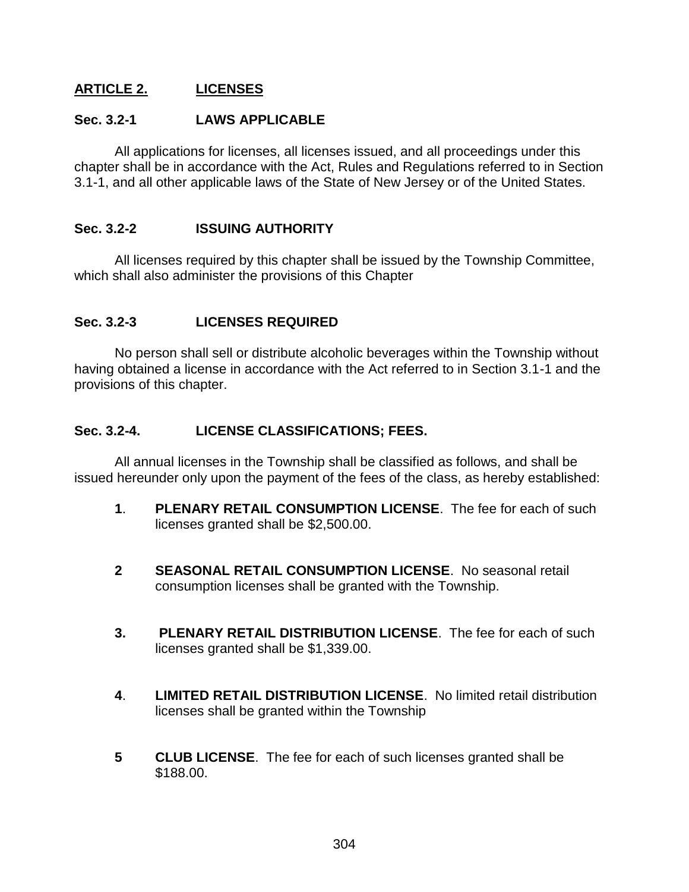## **ARTICLE 2. LICENSES**

### **Sec. 3.2-1 LAWS APPLICABLE**

All applications for licenses, all licenses issued, and all proceedings under this chapter shall be in accordance with the Act, Rules and Regulations referred to in Section 3.1-1, and all other applicable laws of the State of New Jersey or of the United States.

### **Sec. 3.2-2 ISSUING AUTHORITY**

All licenses required by this chapter shall be issued by the Township Committee, which shall also administer the provisions of this Chapter

### **Sec. 3.2-3 LICENSES REQUIRED**

No person shall sell or distribute alcoholic beverages within the Township without having obtained a license in accordance with the Act referred to in Section 3.1-1 and the provisions of this chapter.

### **Sec. 3.2-4. LICENSE CLASSIFICATIONS; FEES.**

All annual licenses in the Township shall be classified as follows, and shall be issued hereunder only upon the payment of the fees of the class, as hereby established:

**1**. **PLENARY RETAIL CONSUMPTION LICENSE**. The fee for each of such licenses granted shall be $2,500.00.

**2** **SEASONAL RETAIL CONSUMPTION LICENSE**. No seasonal retail consumption licenses shall be granted with the Township.

**3.** **PLENARY RETAIL DISTRIBUTION LICENSE**. The fee for each of such licenses granted shall be $1,339.00.

**4**. **LIMITED RETAIL DISTRIBUTION LICENSE**. No limited retail distribution licenses shall be granted within the Township

**5** **CLUB LICENSE**. The fee for each of such licenses granted shall be $188.00.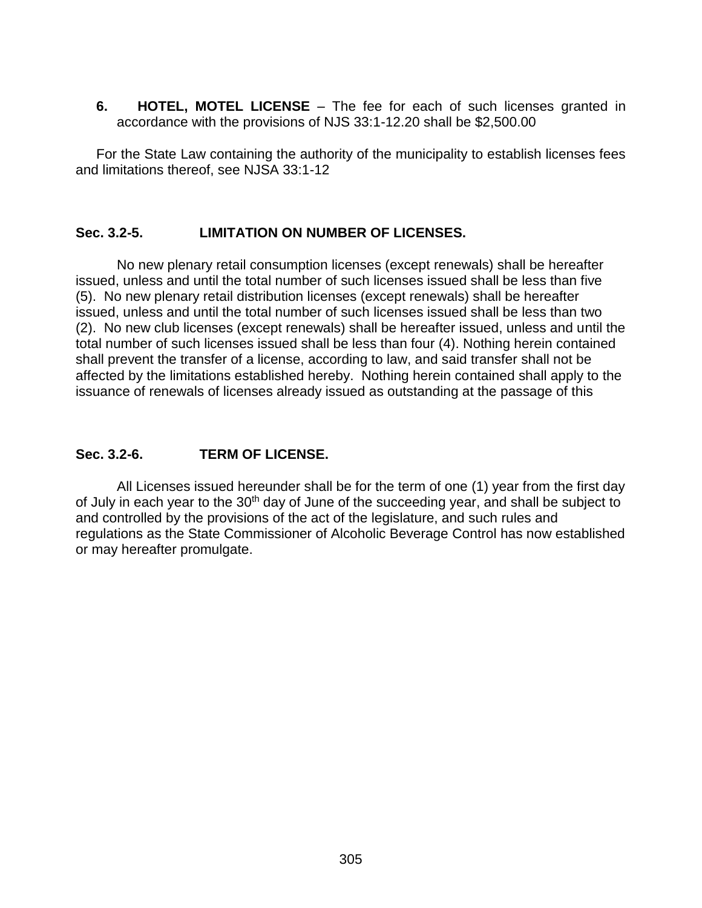6. **HOTEL, MOTEL LICENSE** – The fee for each of such licenses granted in accordance with the provisions of NJS 33:1-12.20 shall be $2,500.00

For the State Law containing the authority of the municipality to establish licenses fees and limitations thereof, see NJSA 33:1-12

### Sec. 3.2-5. LIMITATION ON NUMBER OF LICENSES.

No new plenary retail consumption licenses (except renewals) shall be hereafter issued, unless and until the total number of such licenses issued shall be less than five (5). No new plenary retail distribution licenses (except renewals) shall be hereafter issued, unless and until the total number of such licenses issued shall be less than two (2). No new club licenses (except renewals) shall be hereafter issued, unless and until the total number of such licenses issued shall be less than four (4). Nothing herein contained shall prevent the transfer of a license, according to law, and said transfer shall not be affected by the limitations established hereby. Nothing herein contained shall apply to the issuance of renewals of licenses already issued as outstanding at the passage of this

### Sec. 3.2-6. TERM OF LICENSE.

All Licenses issued hereunder shall be for the term of one (1) year from the first day of July in each year to the 30th day of June of the succeeding year, and shall be subject to and controlled by the provisions of the act of the legislature, and such rules and regulations as the State Commissioner of Alcoholic Beverage Control has now established or may hereafter promulgate.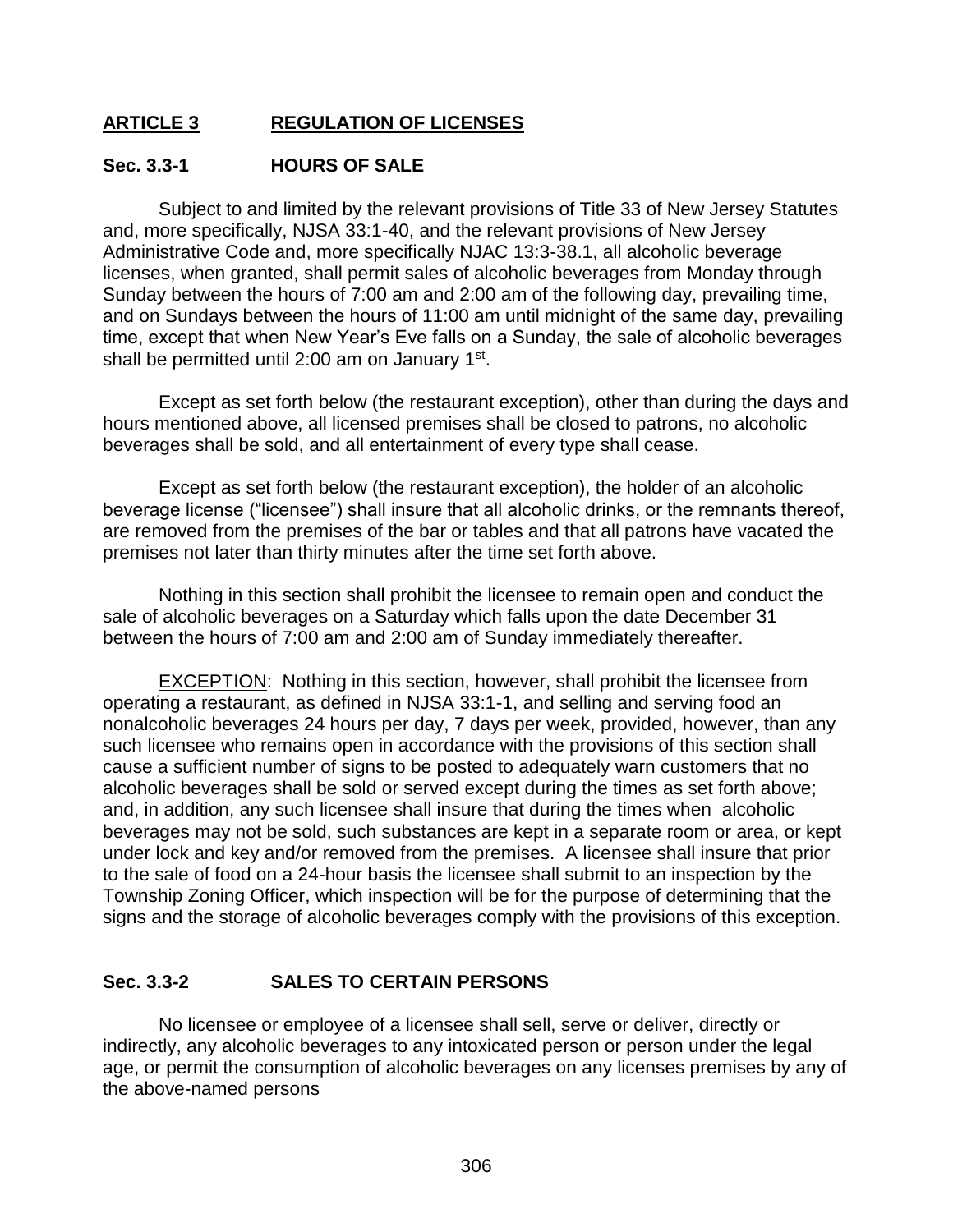## ARTICLE 3 REGULATION OF LICENSES

### Sec. 3.3-1 HOURS OF SALE

Subject to and limited by the relevant provisions of Title 33 of New Jersey Statutes and, more specifically, NJSA 33:1-40, and the relevant provisions of New Jersey Administrative Code and, more specifically NJAC 13:3-38.1, all alcoholic beverage licenses, when granted, shall permit sales of alcoholic beverages from Monday through Sunday between the hours of 7:00 am and 2:00 am of the following day, prevailing time, and on Sundays between the hours of 11:00 am until midnight of the same day, prevailing time, except that when New Year's Eve falls on a Sunday, the sale of alcoholic beverages shall be permitted until 2:00 am on January 1st.

Except as set forth below (the restaurant exception), other than during the days and hours mentioned above, all licensed premises shall be closed to patrons, no alcoholic beverages shall be sold, and all entertainment of every type shall cease.

Except as set forth below (the restaurant exception), the holder of an alcoholic beverage license ("licensee") shall insure that all alcoholic drinks, or the remnants thereof, are removed from the premises of the bar or tables and that all patrons have vacated the premises not later than thirty minutes after the time set forth above.

Nothing in this section shall prohibit the licensee to remain open and conduct the sale of alcoholic beverages on a Saturday which falls upon the date December 31 between the hours of 7:00 am and 2:00 am of Sunday immediately thereafter.

EXCEPTION: Nothing in this section, however, shall prohibit the licensee from operating a restaurant, as defined in NJSA 33:1-1, and selling and serving food an nonalcoholic beverages 24 hours per day, 7 days per week, provided, however, than any such licensee who remains open in accordance with the provisions of this section shall cause a sufficient number of signs to be posted to adequately warn customers that no alcoholic beverages shall be sold or served except during the times as set forth above; and, in addition, any such licensee shall insure that during the times when alcoholic beverages may not be sold, such substances are kept in a separate room or area, or kept under lock and key and/or removed from the premises. A licensee shall insure that prior to the sale of food on a 24-hour basis the licensee shall submit to an inspection by the Township Zoning Officer, which inspection will be for the purpose of determining that the signs and the storage of alcoholic beverages comply with the provisions of this exception.

### Sec. 3.3-2 SALES TO CERTAIN PERSONS

No licensee or employee of a licensee shall sell, serve or deliver, directly or indirectly, any alcoholic beverages to any intoxicated person or person under the legal age, or permit the consumption of alcoholic beverages on any licenses premises by any of the above-named persons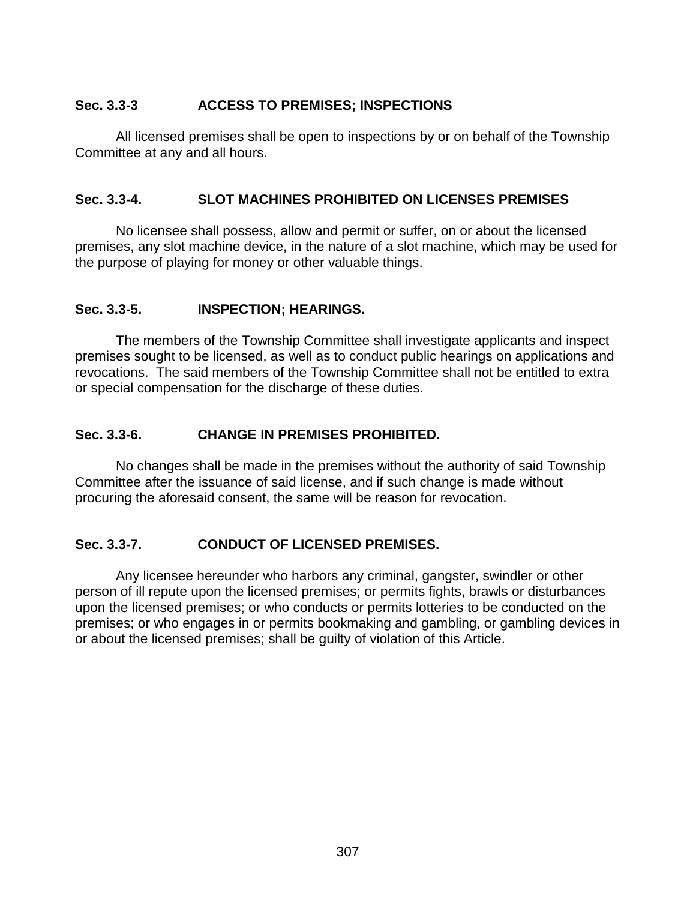### Sec. 3.3-3 ACCESS TO PREMISES; INSPECTIONS

All licensed premises shall be open to inspections by or on behalf of the Township Committee at any and all hours.

### Sec. 3.3-4. SLOT MACHINES PROHIBITED ON LICENSES PREMISES

No licensee shall possess, allow and permit or suffer, on or about the licensed premises, any slot machine device, in the nature of a slot machine, which may be used for the purpose of playing for money or other valuable things.

### Sec. 3.3-5. INSPECTION; HEARINGS.

The members of the Township Committee shall investigate applicants and inspect premises sought to be licensed, as well as to conduct public hearings on applications and revocations. The said members of the Township Committee shall not be entitled to extra or special compensation for the discharge of these duties.

### Sec. 3.3-6. CHANGE IN PREMISES PROHIBITED.

No changes shall be made in the premises without the authority of said Township Committee after the issuance of said license, and if such change is made without procuring the aforesaid consent, the same will be reason for revocation.

### Sec. 3.3-7. CONDUCT OF LICENSED PREMISES.

Any licensee hereunder who harbors any criminal, gangster, swindler or other person of ill repute upon the licensed premises; or permits fights, brawls or disturbances upon the licensed premises; or who conducts or permits lotteries to be conducted on the premises; or who engages in or permits bookmaking and gambling, or gambling devices in or about the licensed premises; shall be guilty of violation of this Article.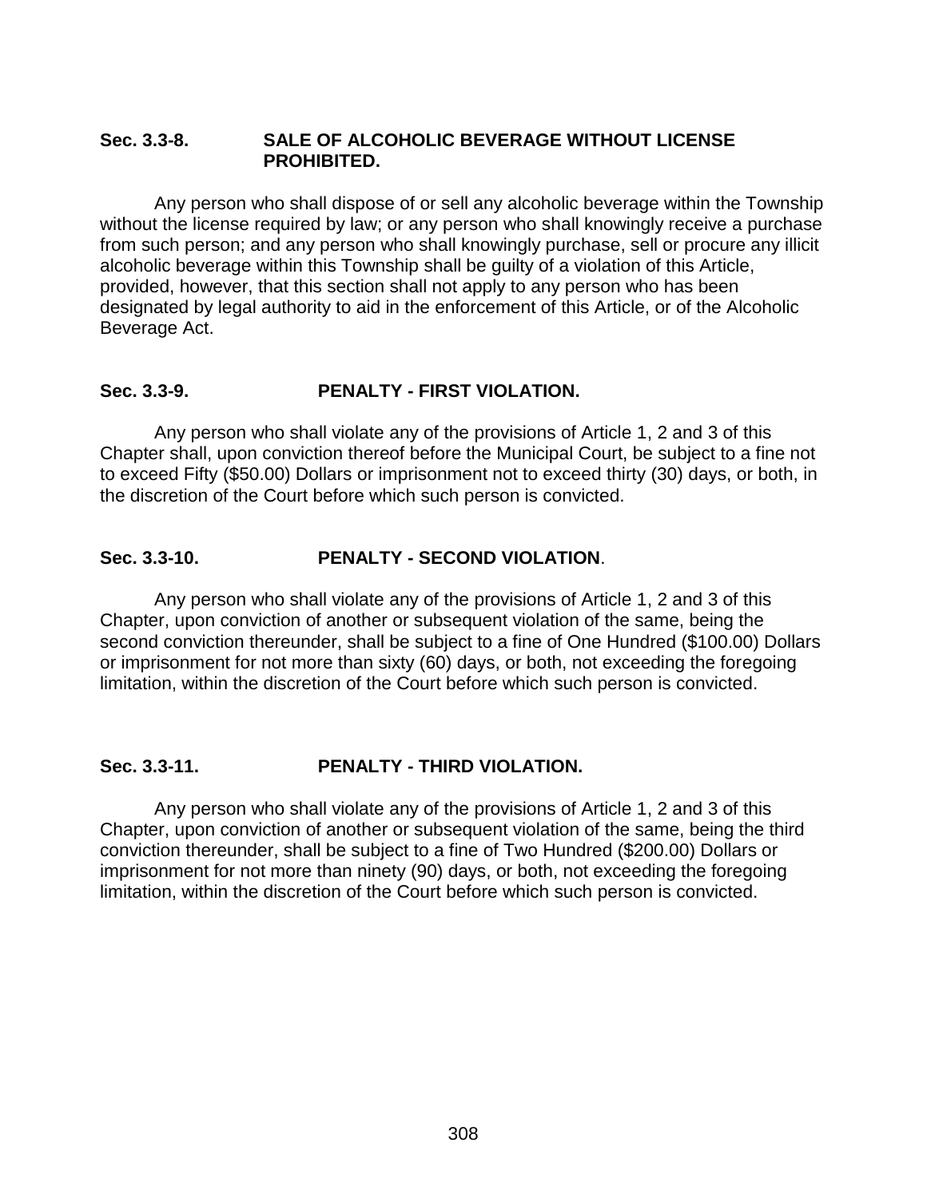### Sec. 3.3-8. SALE OF ALCOHOLIC BEVERAGE WITHOUT LICENSE PROHIBITED.

Any person who shall dispose of or sell any alcoholic beverage within the Township without the license required by law; or any person who shall knowingly receive a purchase from such person; and any person who shall knowingly purchase, sell or procure any illicit alcoholic beverage within this Township shall be guilty of a violation of this Article, provided, however, that this section shall not apply to any person who has been designated by legal authority to aid in the enforcement of this Article, or of the Alcoholic Beverage Act.

### Sec. 3.3-9. PENALTY - FIRST VIOLATION.

Any person who shall violate any of the provisions of Article 1, 2 and 3 of this Chapter shall, upon conviction thereof before the Municipal Court, be subject to a fine not to exceed Fifty ($50.00) Dollars or imprisonment not to exceed thirty (30) days, or both, in the discretion of the Court before which such person is convicted.

### Sec. 3.3-10. PENALTY - SECOND VIOLATION.

Any person who shall violate any of the provisions of Article 1, 2 and 3 of this Chapter, upon conviction of another or subsequent violation of the same, being the second conviction thereunder, shall be subject to a fine of One Hundred ($100.00) Dollars or imprisonment for not more than sixty (60) days, or both, not exceeding the foregoing limitation, within the discretion of the Court before which such person is convicted.

### Sec. 3.3-11. PENALTY - THIRD VIOLATION.

Any person who shall violate any of the provisions of Article 1, 2 and 3 of this Chapter, upon conviction of another or subsequent violation of the same, being the third conviction thereunder, shall be subject to a fine of Two Hundred ($200.00) Dollars or imprisonment for not more than ninety (90) days, or both, not exceeding the foregoing limitation, within the discretion of the Court before which such person is convicted.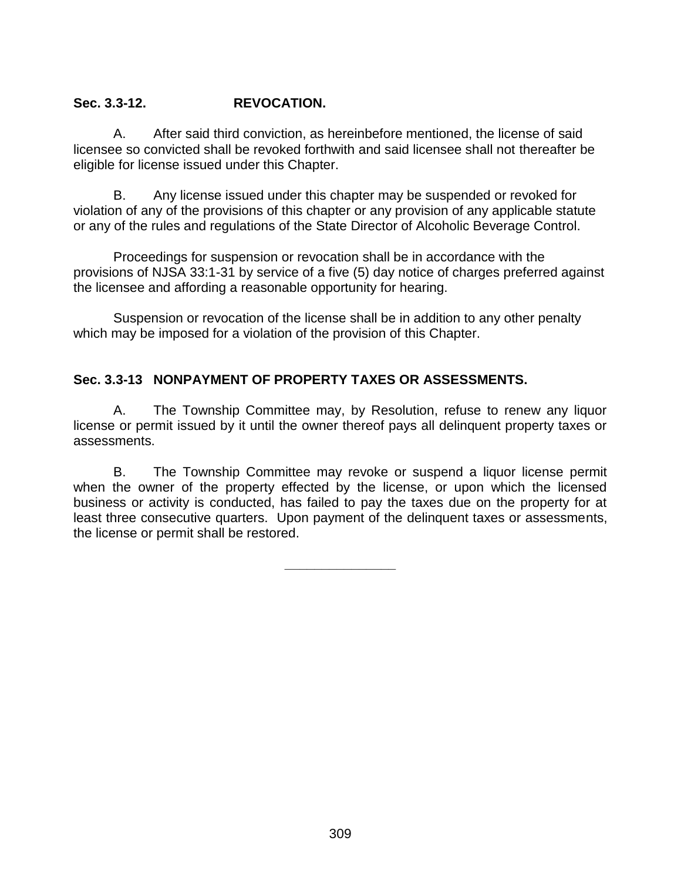### **Sec. 3.3-12. REVOCATION.**

A. After said third conviction, as hereinbefore mentioned, the license of said licensee so convicted shall be revoked forthwith and said licensee shall not thereafter be eligible for license issued under this Chapter.

B. Any license issued under this chapter may be suspended or revoked for violation of any of the provisions of this chapter or any provision of any applicable statute or any of the rules and regulations of the State Director of Alcoholic Beverage Control.

Proceedings for suspension or revocation shall be in accordance with the provisions of NJSA 33:1-31 by service of a five (5) day notice of charges preferred against the licensee and affording a reasonable opportunity for hearing.

Suspension or revocation of the license shall be in addition to any other penalty which may be imposed for a violation of the provision of this Chapter.

### **Sec. 3.3-13 NONPAYMENT OF PROPERTY TAXES OR ASSESSMENTS.**

A. The Township Committee may, by Resolution, refuse to renew any liquor license or permit issued by it until the owner thereof pays all delinquent property taxes or assessments.

B. The Township Committee may revoke or suspend a liquor license permit when the owner of the property effected by the license, or upon which the licensed business or activity is conducted, has failed to pay the taxes due on the property for at least three consecutive quarters. Upon payment of the delinquent taxes or assessments, the license or permit shall be restored.

---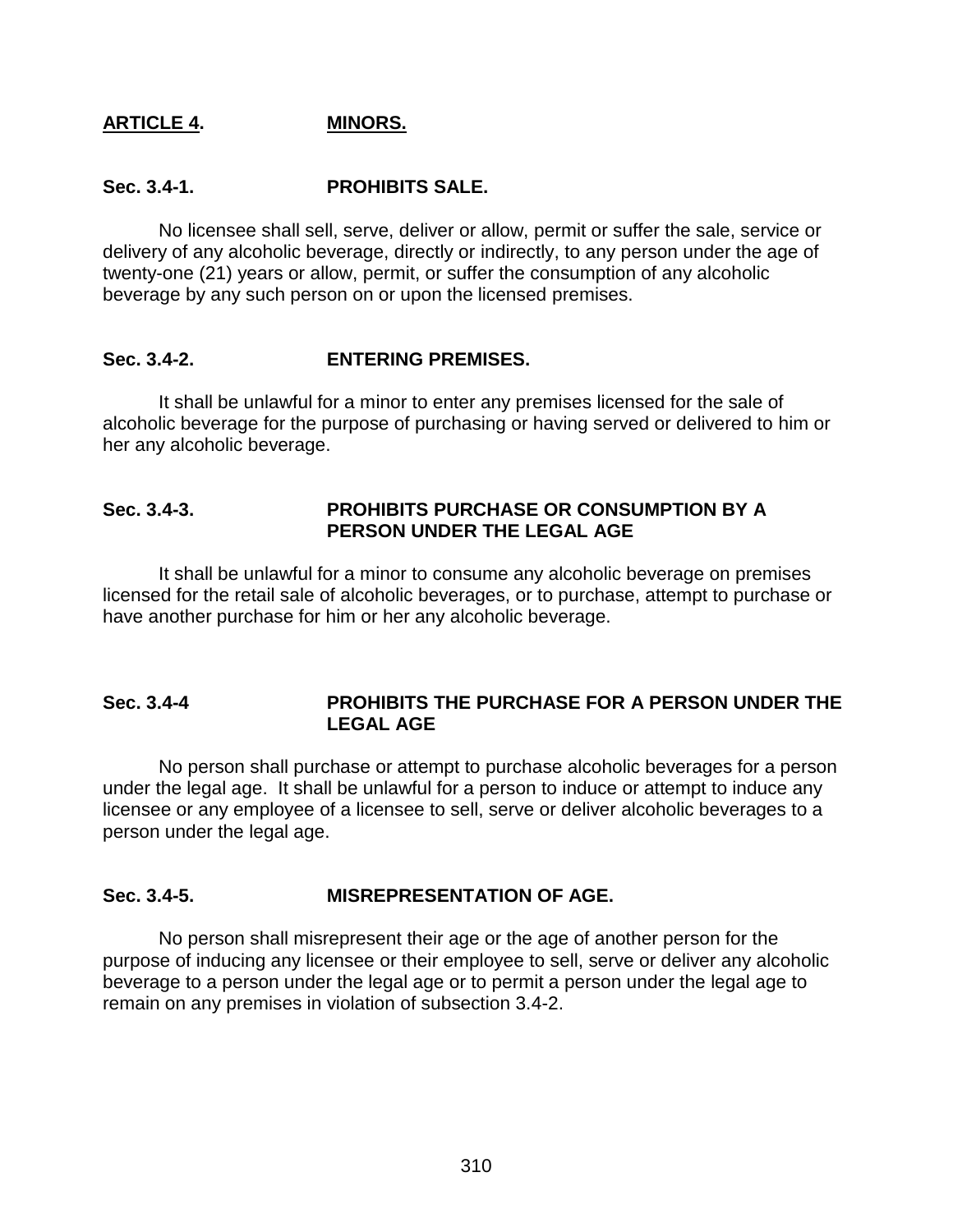## ARTICLE 4. MINORS.

### Sec. 3.4-1. PROHIBITS SALE.

No licensee shall sell, serve, deliver or allow, permit or suffer the sale, service or delivery of any alcoholic beverage, directly or indirectly, to any person under the age of twenty-one (21) years or allow, permit, or suffer the consumption of any alcoholic beverage by any such person on or upon the licensed premises.

### Sec. 3.4-2. ENTERING PREMISES.

It shall be unlawful for a minor to enter any premises licensed for the sale of alcoholic beverage for the purpose of purchasing or having served or delivered to him or her any alcoholic beverage.

### Sec. 3.4-3. PROHIBITS PURCHASE OR CONSUMPTION BY A PERSON UNDER THE LEGAL AGE

It shall be unlawful for a minor to consume any alcoholic beverage on premises licensed for the retail sale of alcoholic beverages, or to purchase, attempt to purchase or have another purchase for him or her any alcoholic beverage.

### Sec. 3.4-4 PROHIBITS THE PURCHASE FOR A PERSON UNDER THE LEGAL AGE

No person shall purchase or attempt to purchase alcoholic beverages for a person under the legal age. It shall be unlawful for a person to induce or attempt to induce any licensee or any employee of a licensee to sell, serve or deliver alcoholic beverages to a person under the legal age.

### Sec. 3.4-5. MISREPRESENTATION OF AGE.

No person shall misrepresent their age or the age of another person for the purpose of inducing any licensee or their employee to sell, serve or deliver any alcoholic beverage to a person under the legal age or to permit a person under the legal age to remain on any premises in violation of subsection 3.4-2.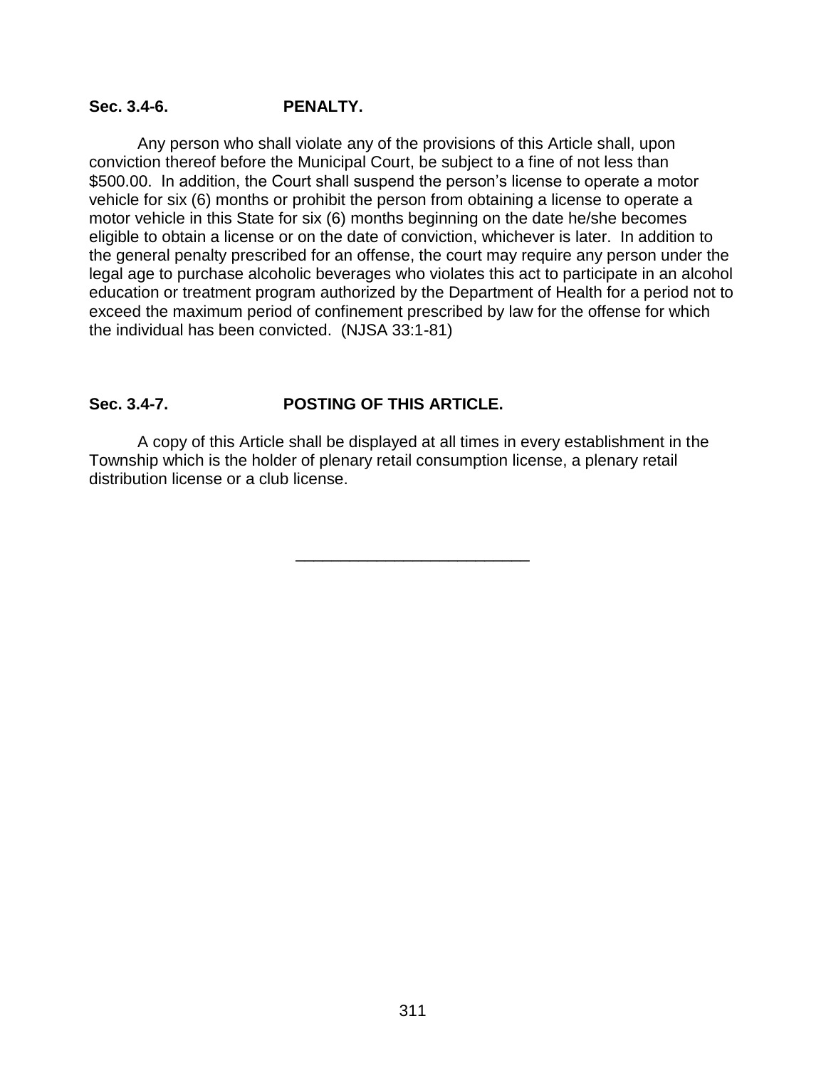**Sec. 3.4-6. PENALTY.**

Any person who shall violate any of the provisions of this Article shall, upon conviction thereof before the Municipal Court, be subject to a fine of not less than $500.00. In addition, the Court shall suspend the person's license to operate a motor vehicle for six (6) months or prohibit the person from obtaining a license to operate a motor vehicle in this State for six (6) months beginning on the date he/she becomes eligible to obtain a license or on the date of conviction, whichever is later. In addition to the general penalty prescribed for an offense, the court may require any person under the legal age to purchase alcoholic beverages who violates this act to participate in an alcohol education or treatment program authorized by the Department of Health for a period not to exceed the maximum period of confinement prescribed by law for the offense for which the individual has been convicted. (NJSA 33:1-81)

**Sec. 3.4-7. POSTING OF THIS ARTICLE.**

A copy of this Article shall be displayed at all times in every establishment in the Township which is the holder of plenary retail consumption license, a plenary retail distribution license or a club license.

---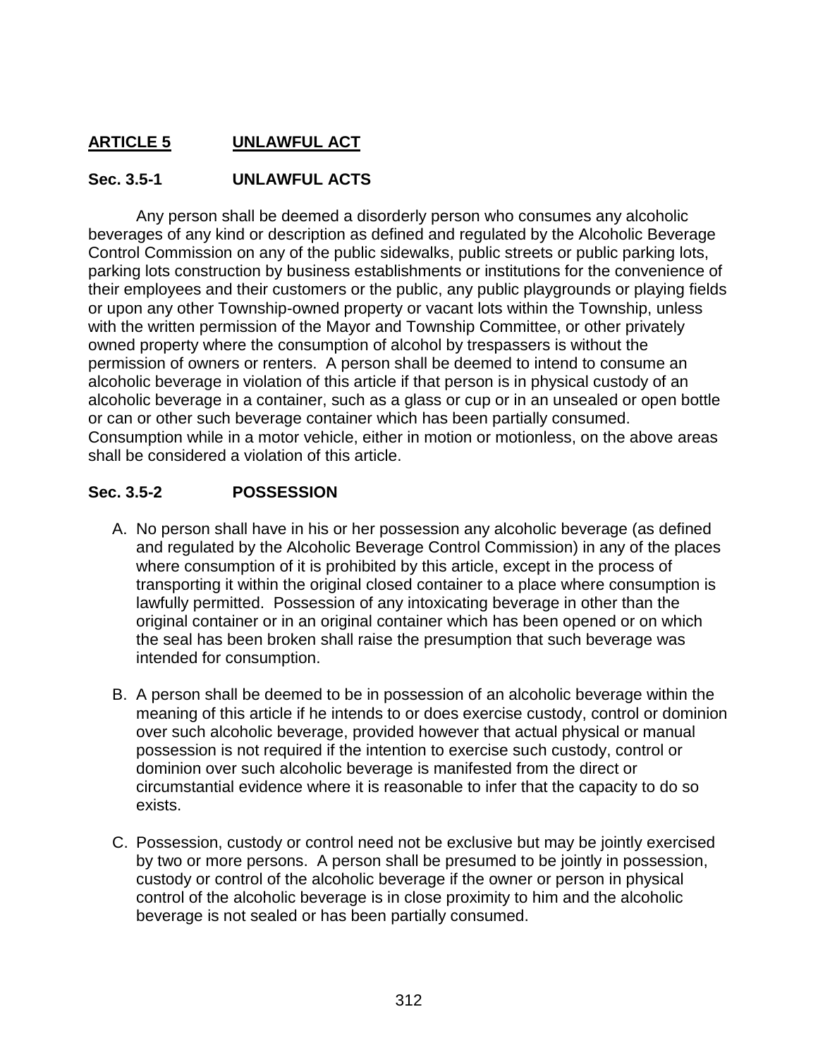## ARTICLE 5 UNLAWFUL ACT

### Sec. 3.5-1 UNLAWFUL ACTS

Any person shall be deemed a disorderly person who consumes any alcoholic beverages of any kind or description as defined and regulated by the Alcoholic Beverage Control Commission on any of the public sidewalks, public streets or public parking lots, parking lots construction by business establishments or institutions for the convenience of their employees and their customers or the public, any public playgrounds or playing fields or upon any other Township-owned property or vacant lots within the Township, unless with the written permission of the Mayor and Township Committee, or other privately owned property where the consumption of alcohol by trespassers is without the permission of owners or renters. A person shall be deemed to intend to consume an alcoholic beverage in violation of this article if that person is in physical custody of an alcoholic beverage in a container, such as a glass or cup or in an unsealed or open bottle or can or other such beverage container which has been partially consumed. Consumption while in a motor vehicle, either in motion or motionless, on the above areas shall be considered a violation of this article.

### Sec. 3.5-2 POSSESSION

A. No person shall have in his or her possession any alcoholic beverage (as defined and regulated by the Alcoholic Beverage Control Commission) in any of the places where consumption of it is prohibited by this article, except in the process of transporting it within the original closed container to a place where consumption is lawfully permitted. Possession of any intoxicating beverage in other than the original container or in an original container which has been opened or on which the seal has been broken shall raise the presumption that such beverage was intended for consumption.

B. A person shall be deemed to be in possession of an alcoholic beverage within the meaning of this article if he intends to or does exercise custody, control or dominion over such alcoholic beverage, provided however that actual physical or manual possession is not required if the intention to exercise such custody, control or dominion over such alcoholic beverage is manifested from the direct or circumstantial evidence where it is reasonable to infer that the capacity to do so exists.

C. Possession, custody or control need not be exclusive but may be jointly exercised by two or more persons. A person shall be presumed to be jointly in possession, custody or control of the alcoholic beverage if the owner or person in physical control of the alcoholic beverage is in close proximity to him and the alcoholic beverage is not sealed or has been partially consumed.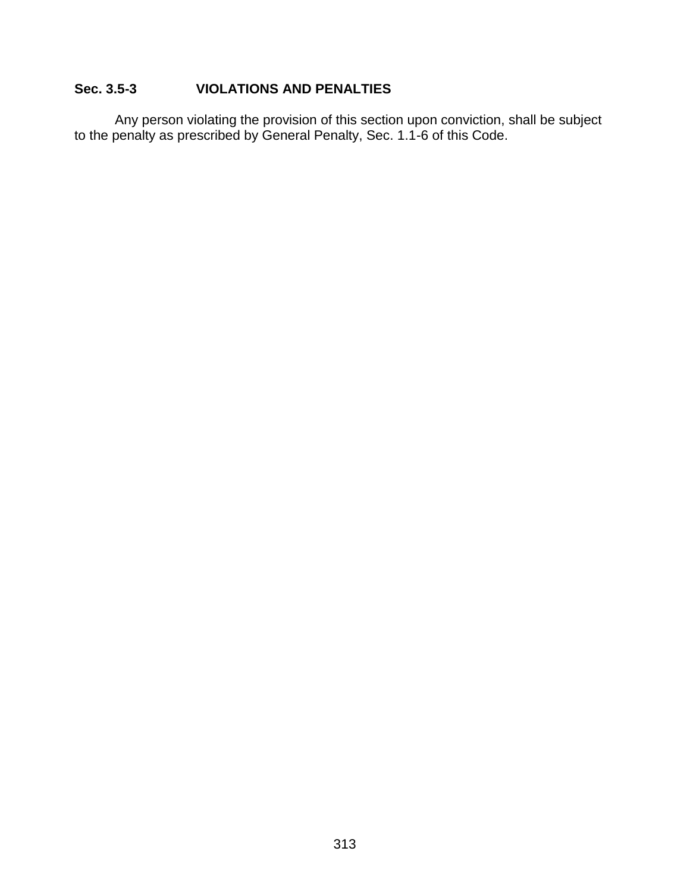## Sec. 3.5-3 VIOLATIONS AND PENALTIES

Any person violating the provision of this section upon conviction, shall be subject to the penalty as prescribed by General Penalty, Sec. 1.1-6 of this Code.